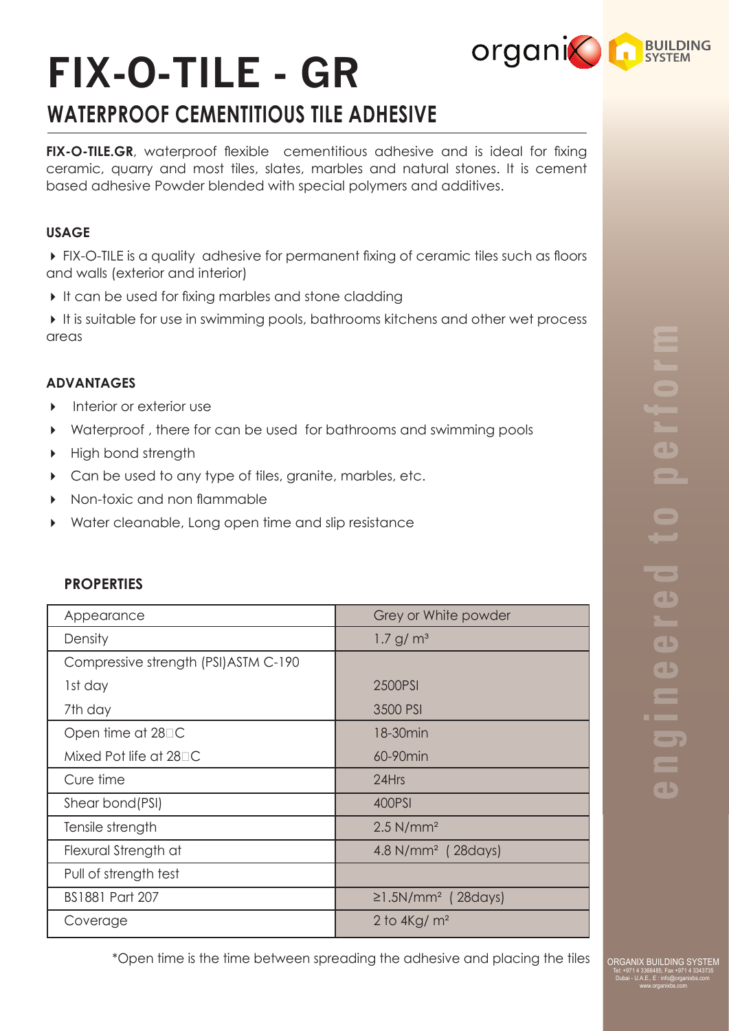# FIX-O-TILE - GR

## WATERPROOF CEMENTITIOUS TILE ADHESIVE

**FIX-O-TILE.GR**, waterproof flexible cementitious adhesive and is ideal for fixing ceramic, quarry and most tiles, slates, marbles and natural stones. It is cement based adhesive Powder blended with special polymers and additives.

### USAGE

- FIX-O-TILE is a quality adhesive for permanent fixing of ceramic tiles such as floors and walls (exterior and interior)
- It can be used for fixing marbles and stone cladding
- It is suitable for use in swimming pools, bathrooms kitchens and other wet process areas

### ADVANTAGES

- Interior or exterior use
- Waterproof , there for can be used for bathrooms and swimming pools
- High bond strength
- Can be used to any type of tiles, granite, marbles, etc.
- Non-toxic and non flammable
- Water cleanable, Long open time and slip resistance

### PROPERTIES

| Property | Value |
|---|---|
| Appearance | Grey or White powder |
| Density | 1.7 g/ m³ |
| Compressive strength (PSI) ASTM C-190 | |
| 1st day | 2500PSI |
| 7th day | 3500 PSI |
| Open time at 28°C | 18-30min |
| Mixed Pot life at 28°C | 60-90min |
| Cure time | 24Hrs |
| Shear bond(PSI) | 400PSI |
| Tensile strength | 2.5 N/mm² |
| Flexural Strength at | 4.8 N/mm² ( 28days) |
| Pull of strength test | |
| BS1881 Part 207 | ≥1.5N/mm² ( 28days) |
| Coverage | 2 to 4Kg/ m² |

*Open time is the time between spreading the adhesive and placing the tiles

engineered to perform

ORGANIX BUILDING SYSTEM
Tel: +971 4 3366485, Fax +971 4 3343735
Dubai - U.A.E., E : info@organixbs.com
www.organixbs.com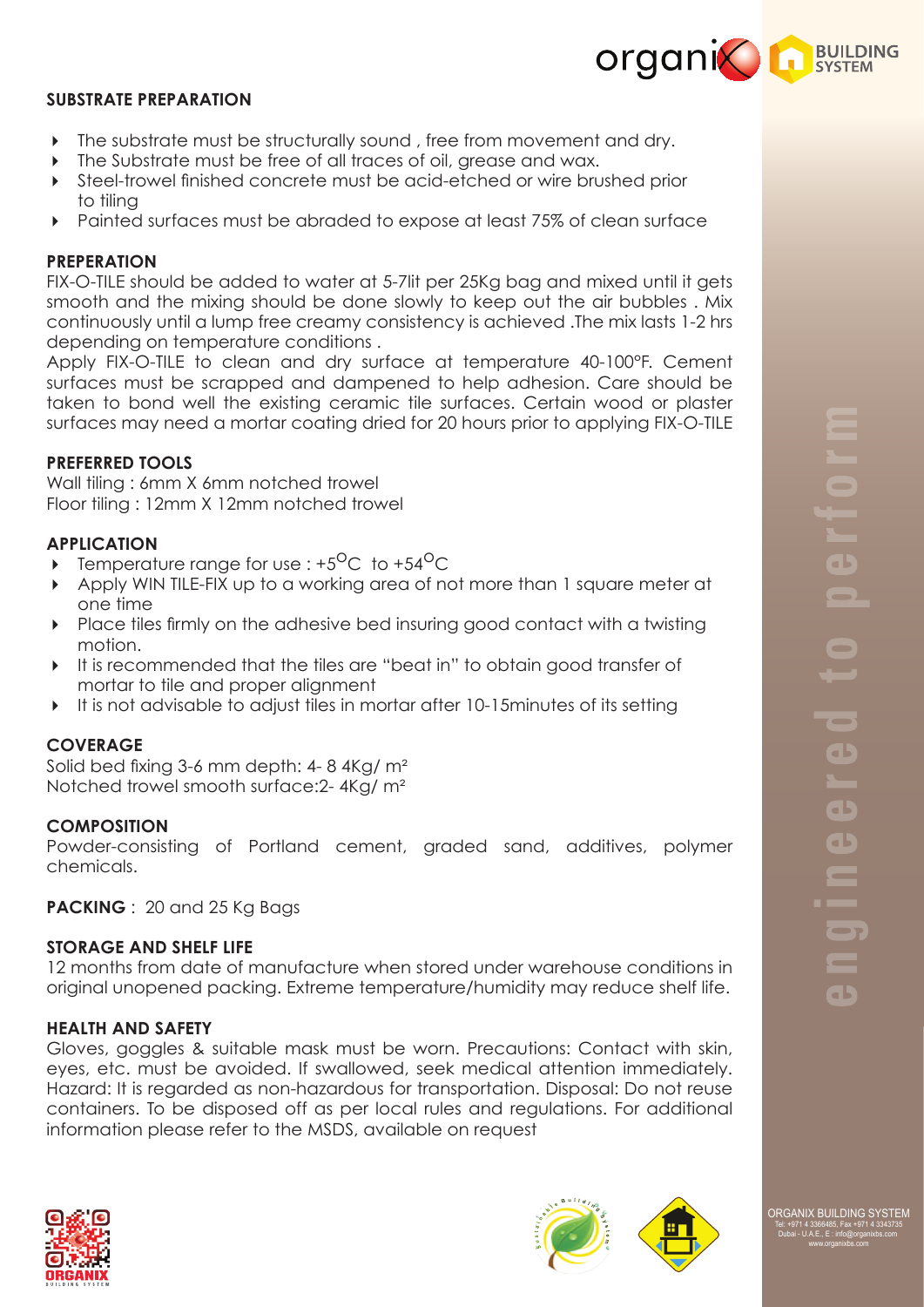## SUBSTRATE PREPARATION

- The substrate must be structurally sound , free from movement and dry.
- The Substrate must be free of all traces of oil, grease and wax.
- Steel-trowel finished concrete must be acid-etched or wire brushed prior to tiling
- Painted surfaces must be abraded to expose at least 75% of clean surface

## PREPERATION

FIX-O-TILE should be added to water at 5-7lit per 25Kg bag and mixed until it gets smooth and the mixing should be done slowly to keep out the air bubbles . Mix continuously until a lump free creamy consistency is achieved .The mix lasts 1-2 hrs depending on temperature conditions .

Apply FIX-O-TILE to clean and dry surface at temperature 40-100°F. Cement surfaces must be scrapped and dampened to help adhesion. Care should be taken to bond well the existing ceramic tile surfaces. Certain wood or plaster surfaces may need a mortar coating dried for 20 hours prior to applying FIX-O-TILE

## PREFERRED TOOLS

Wall tiling : 6mm X 6mm notched trowel
Floor tiling : 12mm X 12mm notched trowel

## APPLICATION

- Temperature range for use : +5$^{O}$C to +54$^{O}$C
- Apply WIN TILE-FIX up to a working area of not more than 1 square meter at one time
- Place tiles firmly on the adhesive bed insuring good contact with a twisting motion.
- It is recommended that the tiles are "beat in" to obtain good transfer of mortar to tile and proper alignment
- It is not advisable to adjust tiles in mortar after 10-15minutes of its setting

## COVERAGE

Solid bed fixing 3-6 mm depth: 4- 8 4Kg/ m²
Notched trowel smooth surface:2- 4Kg/ m²

## COMPOSITION

Powder-consisting of Portland cement, graded sand, additives, polymer chemicals.

**PACKING** : 20 and 25 Kg Bags

## STORAGE AND SHELF LIFE

12 months from date of manufacture when stored under warehouse conditions in original unopened packing. Extreme temperature/humidity may reduce shelf life.

## HEALTH AND SAFETY

Gloves, goggles & suitable mask must be worn. Precautions: Contact with skin, eyes, etc. must be avoided. If swallowed, seek medical attention immediately. Hazard: It is regarded as non-hazardous for transportation. Disposal: Do not reuse containers. To be disposed off as per local rules and regulations. For additional information please refer to the MSDS, available on request

ORGANIX BUILDING SYSTEM
Tel: +971 4 3366485, Fax +971 4 3343735
Dubai - U.A.E., E : info@organixbs.com
www.organixbs.com